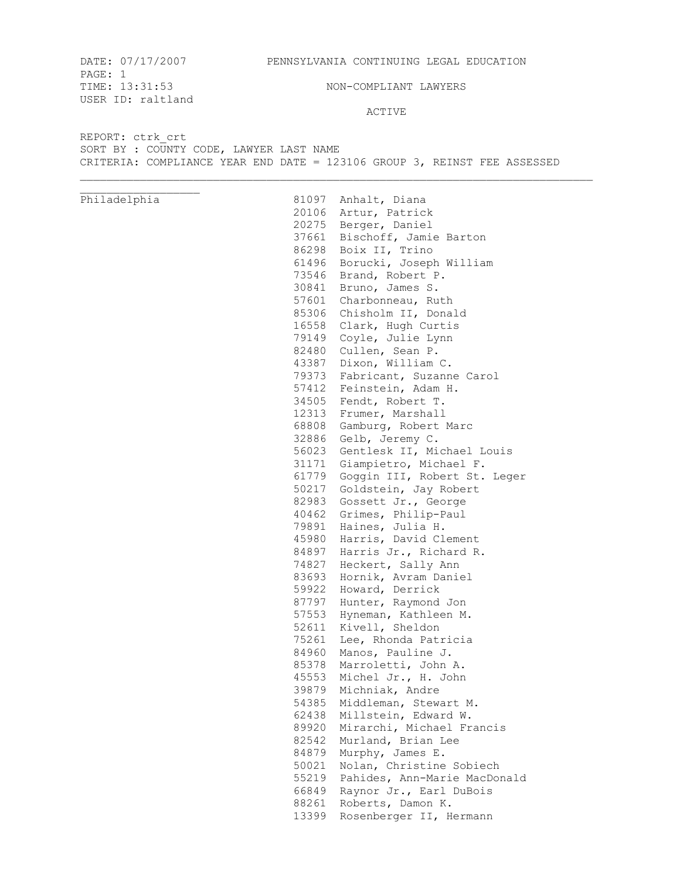DATE: 07/17/2007　　PENNSYLVANIA CONTINUING LEGAL EDUCATION

PAGE: 1

TIME: 13:31:53　　NON-COMPLIANT LAWYERS

USER ID: raltland

ACTIVE

REPORT: ctrk_crt

SORT BY : COUNTY CODE, LAWYER LAST NAME

CRITERIA: COMPLIANCE YEAR END DATE = 123106 GROUP 3, REINST FEE ASSESSED

---

| County | ID | Name |
|---|---|---|
| Philadelphia | 81097 | Anhalt, Diana |
| | 20106 | Artur, Patrick |
| | 20275 | Berger, Daniel |
| | 37661 | Bischoff, Jamie Barton |
| | 86298 | Boix II, Trino |
| | 61496 | Borucki, Joseph William |
| | 73546 | Brand, Robert P. |
| | 30841 | Bruno, James S. |
| | 57601 | Charbonneau, Ruth |
| | 85306 | Chisholm II, Donald |
| | 16558 | Clark, Hugh Curtis |
| | 79149 | Coyle, Julie Lynn |
| | 82480 | Cullen, Sean P. |
| | 43387 | Dixon, William C. |
| | 79373 | Fabricant, Suzanne Carol |
| | 57412 | Feinstein, Adam H. |
| | 34505 | Fendt, Robert T. |
| | 12313 | Frumer, Marshall |
| | 68808 | Gamburg, Robert Marc |
| | 32886 | Gelb, Jeremy C. |
| | 56023 | Gentlesk II, Michael Louis |
| | 31171 | Giampietro, Michael F. |
| | 61779 | Goggin III, Robert St. Leger |
| | 50217 | Goldstein, Jay Robert |
| | 82983 | Gossett Jr., George |
| | 40462 | Grimes, Philip-Paul |
| | 79891 | Haines, Julia H. |
| | 45980 | Harris, David Clement |
| | 84897 | Harris Jr., Richard R. |
| | 74827 | Heckert, Sally Ann |
| | 83693 | Hornik, Avram Daniel |
| | 59922 | Howard, Derrick |
| | 87797 | Hunter, Raymond Jon |
| | 57553 | Hyneman, Kathleen M. |
| | 52611 | Kivell, Sheldon |
| | 75261 | Lee, Rhonda Patricia |
| | 84960 | Manos, Pauline J. |
| | 85378 | Marroletti, John A. |
| | 45553 | Michel Jr., H. John |
| | 39879 | Michniak, Andre |
| | 54385 | Middleman, Stewart M. |
| | 62438 | Millstein, Edward W. |
| | 89920 | Mirarchi, Michael Francis |
| | 82542 | Murland, Brian Lee |
| | 84879 | Murphy, James E. |
| | 50021 | Nolan, Christine Sobiech |
| | 55219 | Pahides, Ann-Marie MacDonald |
| | 66849 | Raynor Jr., Earl DuBois |
| | 88261 | Roberts, Damon K. |
| | 13399 | Rosenberger II, Hermann |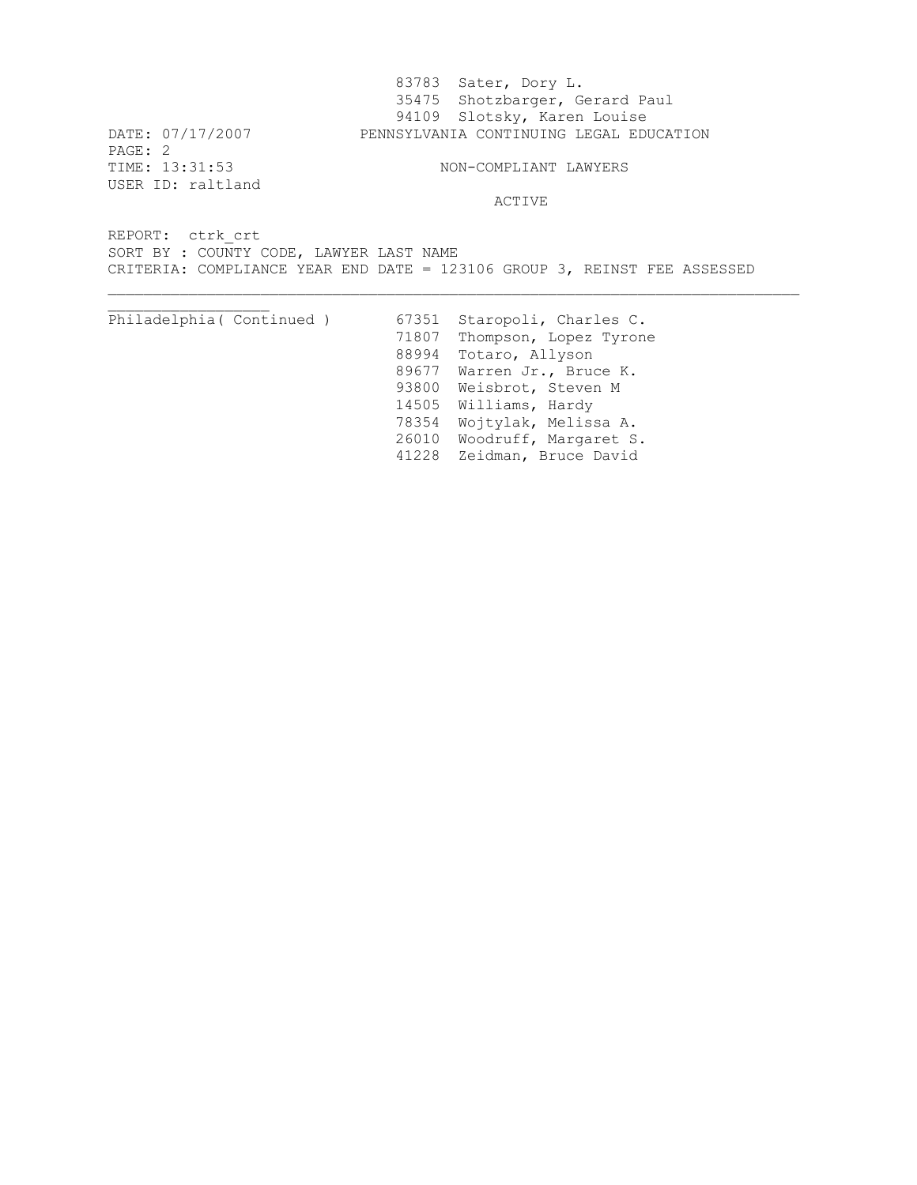83783 Sater, Dory L.
35475 Shotzbarger, Gerard Paul
94109 Slotsky, Karen Louise

PENNSYLVANIA CONTINUING LEGAL EDUCATION

DATE: 07/17/2007
TIME: 13:31:53
USER ID: raltland

NON-COMPLIANT LAWYERS

ACTIVE

REPORT: ctrk_crt
SORT BY : COUNTY CODE, LAWYER LAST NAME
CRITERIA: COMPLIANCE YEAR END DATE = 123106 GROUP 3, REINST FEE ASSESSED

| County | ID | Name |
|---|---|---|
| Philadelphia( Continued ) | 67351 | Staropoli, Charles C. |
| | 71807 | Thompson, Lopez Tyrone |
| | 88994 | Totaro, Allyson |
| | 89677 | Warren Jr., Bruce K. |
| | 93800 | Weisbrot, Steven M |
| | 14505 | Williams, Hardy |
| | 78354 | Wojtylak, Melissa A. |
| | 26010 | Woodruff, Margaret S. |
| | 41228 | Zeidman, Bruce David |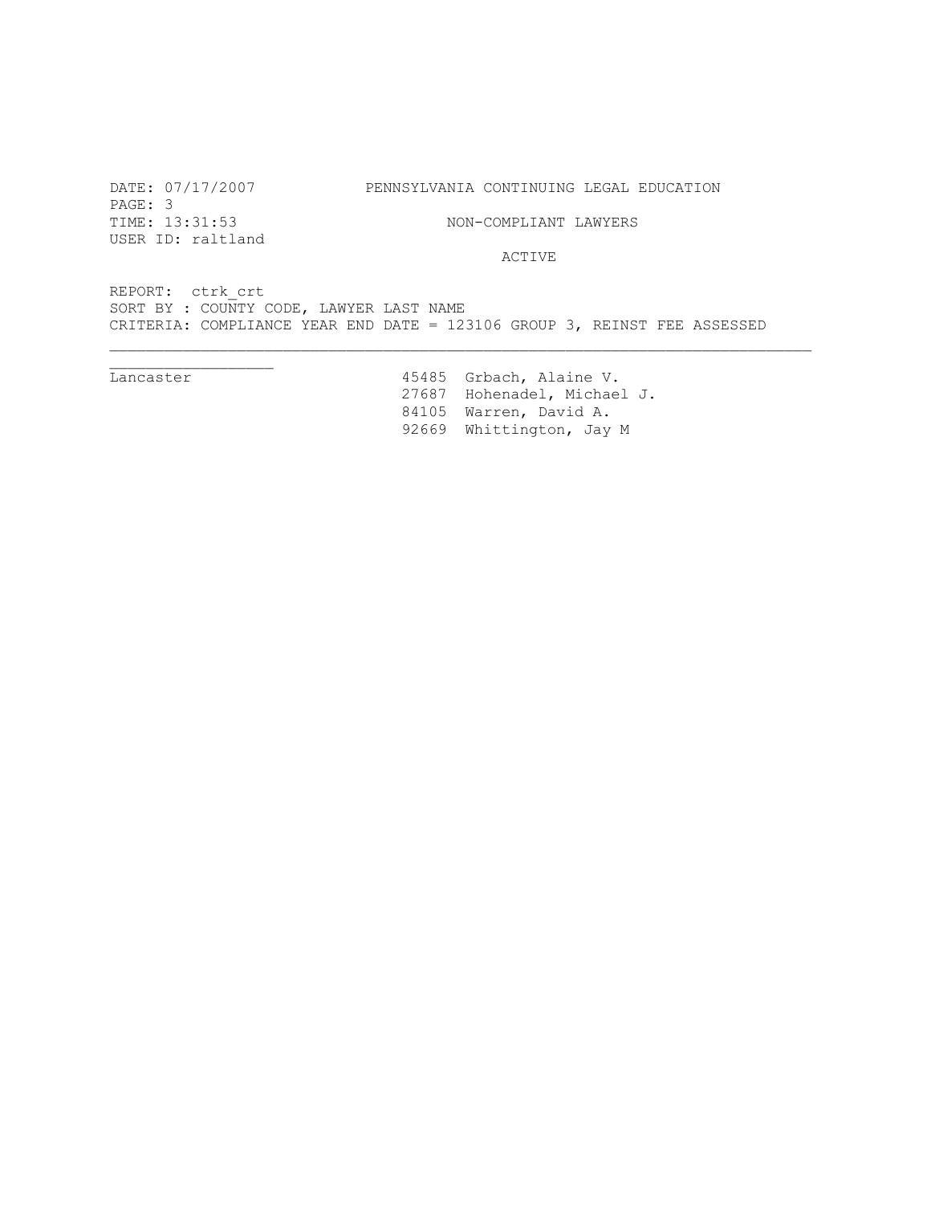DATE: 07/17/2007 PENNSYLVANIA CONTINUING LEGAL EDUCATION

PAGE: 3

TIME: 13:31:53 NON-COMPLIANT LAWYERS

USER ID: raltland

ACTIVE

REPORT: ctrk_crt

SORT BY : COUNTY CODE, LAWYER LAST NAME

CRITERIA: COMPLIANCE YEAR END DATE = 123106 GROUP 3, REINST FEE ASSESSED

| County | ID | Name |
|---|---|---|
| Lancaster | 45485 | Grbach, Alaine V. |
| | 27687 | Hohenadel, Michael J. |
| | 84105 | Warren, David A. |
| | 92669 | Whittington, Jay M |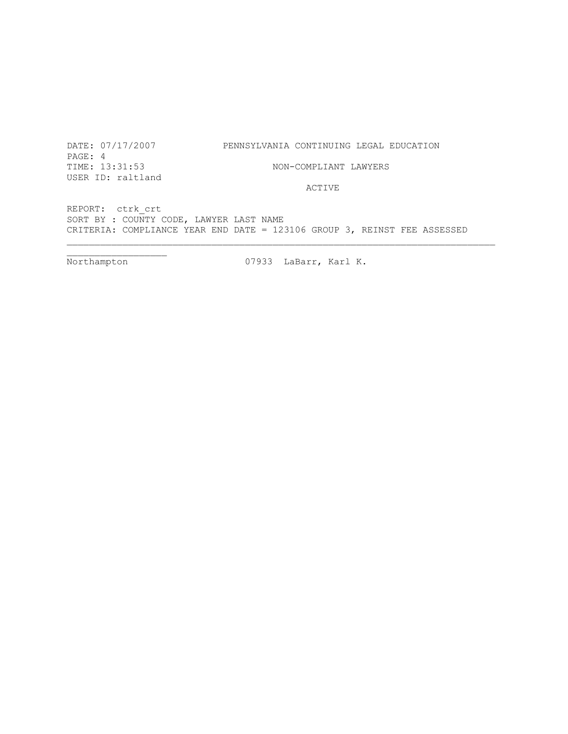DATE: 07/17/2007 PENNSYLVANIA CONTINUING LEGAL EDUCATION
PAGE: 4
TIME: 13:31:53 NON-COMPLIANT LAWYERS
USER ID: raltland
ACTIVE

REPORT: ctrk_crt
SORT BY : COUNTY CODE, LAWYER LAST NAME
CRITERIA: COMPLIANCE YEAR END DATE = 123106 GROUP 3, REINST FEE ASSESSED

---

| | | |
|---|---|---|
| Northampton | 07933 | LaBarr, Karl K. |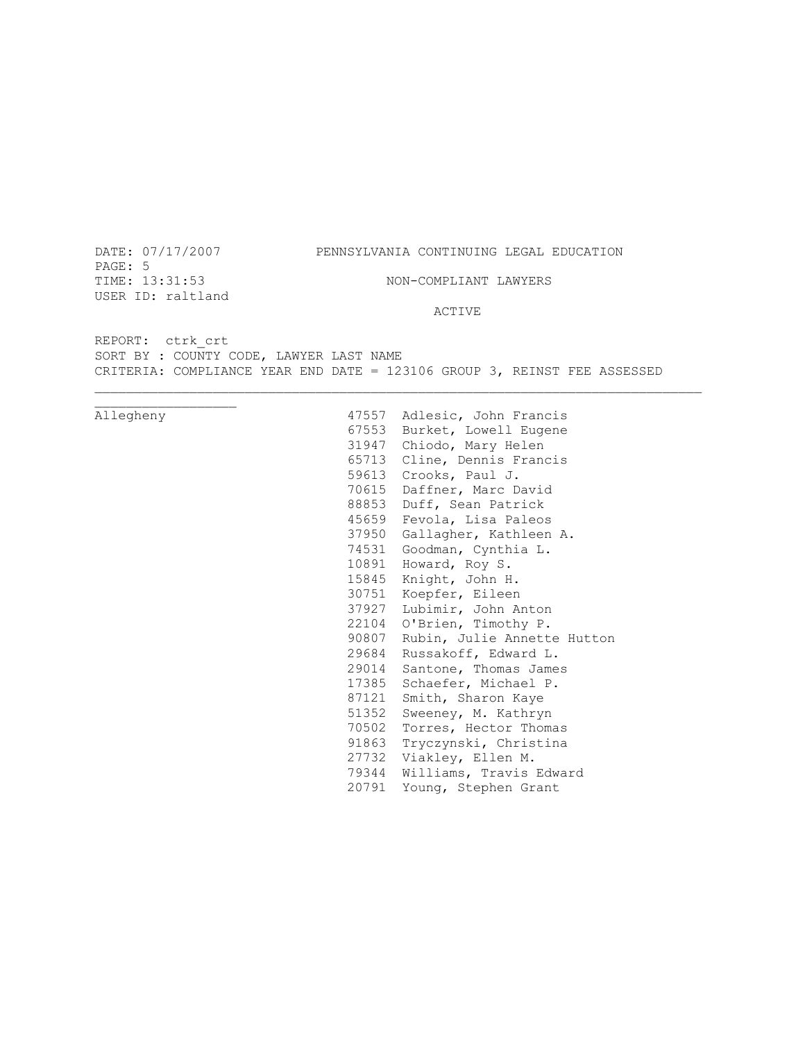DATE: 07/17/2007 PENNSYLVANIA CONTINUING LEGAL EDUCATION
PAGE: 5
TIME: 13:31:53 NON-COMPLIANT LAWYERS
USER ID: raltland

ACTIVE

REPORT: ctrk_crt
SORT BY : COUNTY CODE, LAWYER LAST NAME
CRITERIA: COMPLIANCE YEAR END DATE = 123106 GROUP 3, REINST FEE ASSESSED

| County | ID | Name |
|---|---|---|
| Allegheny | 47557 | Adlesic, John Francis |
| | 67553 | Burket, Lowell Eugene |
| | 31947 | Chiodo, Mary Helen |
| | 65713 | Cline, Dennis Francis |
| | 59613 | Crooks, Paul J. |
| | 70615 | Daffner, Marc David |
| | 88853 | Duff, Sean Patrick |
| | 45659 | Fevola, Lisa Paleos |
| | 37950 | Gallagher, Kathleen A. |
| | 74531 | Goodman, Cynthia L. |
| | 10891 | Howard, Roy S. |
| | 15845 | Knight, John H. |
| | 30751 | Koepfer, Eileen |
| | 37927 | Lubimir, John Anton |
| | 22104 | O'Brien, Timothy P. |
| | 90807 | Rubin, Julie Annette Hutton |
| | 29684 | Russakoff, Edward L. |
| | 29014 | Santone, Thomas James |
| | 17385 | Schaefer, Michael P. |
| | 87121 | Smith, Sharon Kaye |
| | 51352 | Sweeney, M. Kathryn |
| | 70502 | Torres, Hector Thomas |
| | 91863 | Tryczynski, Christina |
| | 27732 | Viakley, Ellen M. |
| | 79344 | Williams, Travis Edward |
| | 20791 | Young, Stephen Grant |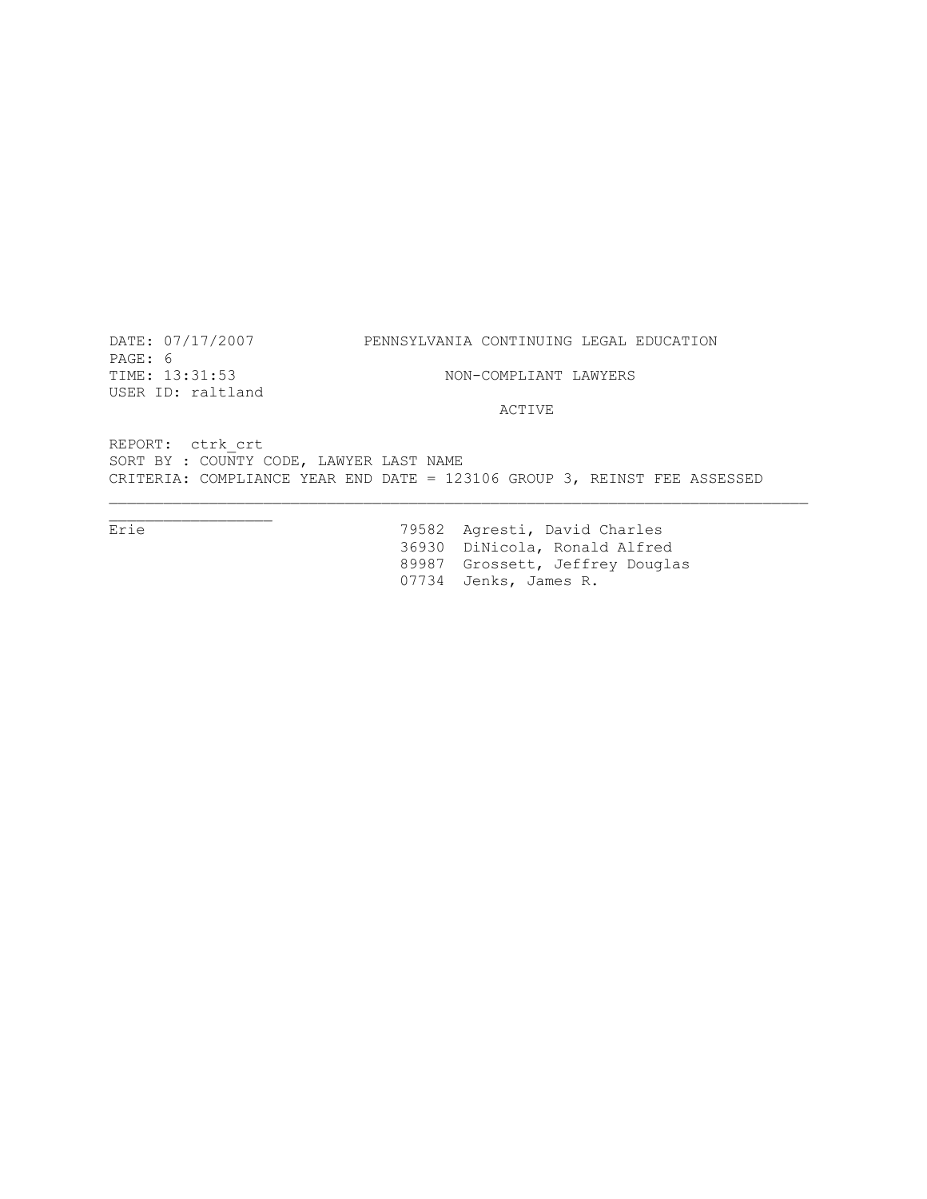DATE: 07/17/2007 PENNSYLVANIA CONTINUING LEGAL EDUCATION

TIME: 13:31:53 NON-COMPLIANT LAWYERS

USER ID: raltland

ACTIVE

REPORT: ctrk_crt

SORT BY : COUNTY CODE, LAWYER LAST NAME

CRITERIA: COMPLIANCE YEAR END DATE = 123106 GROUP 3, REINST FEE ASSESSED

---

| County | ID | Name |
|---|---|---|
| Erie | 79582 | Agresti, David Charles |
| | 36930 | DiNicola, Ronald Alfred |
| | 89987 | Grossett, Jeffrey Douglas |
| | 07734 | Jenks, James R. |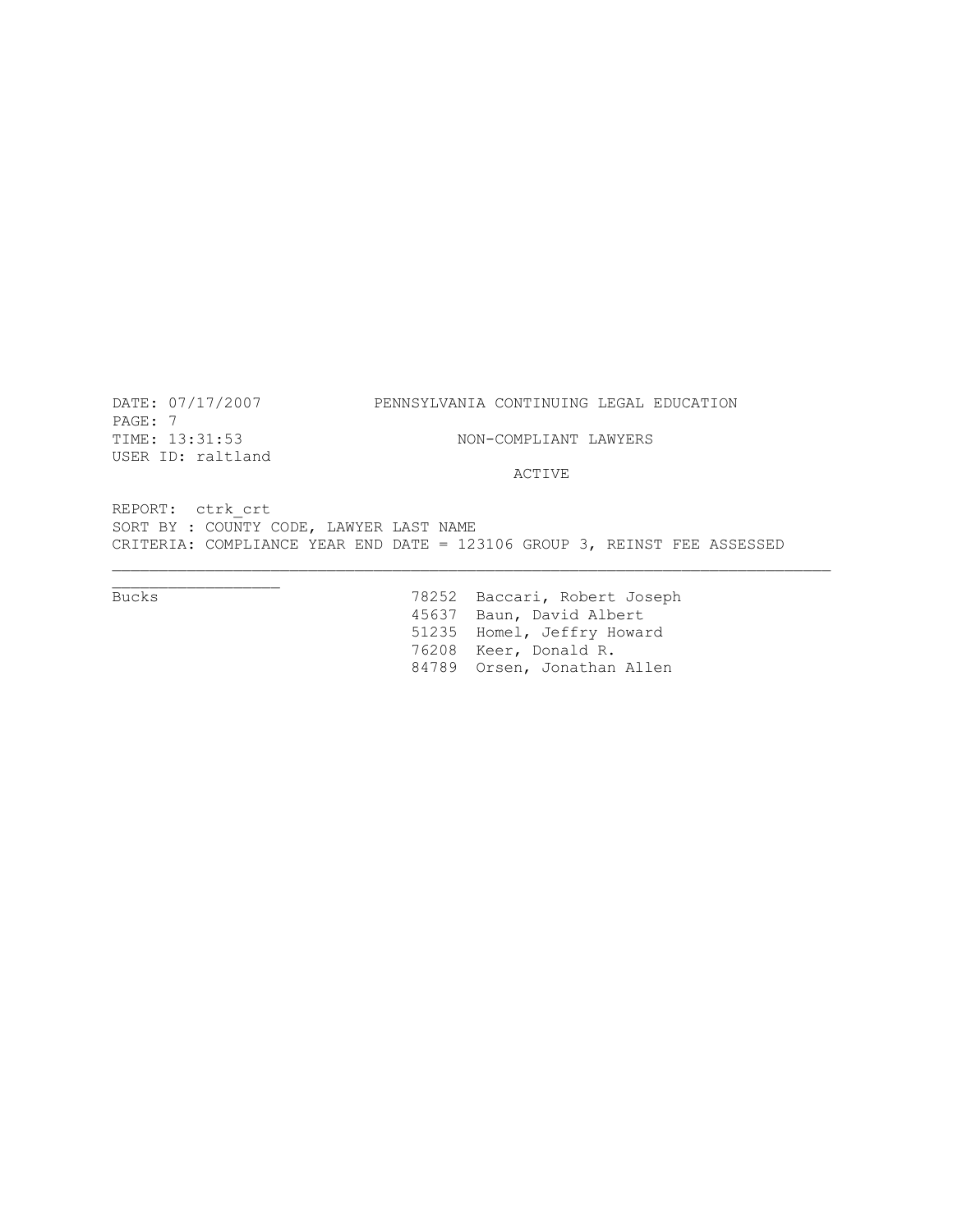DATE: 07/17/2007 PENNSYLVANIA CONTINUING LEGAL EDUCATION
PAGE: 7
TIME: 13:31:53 NON-COMPLIANT LAWYERS
USER ID: raltland

ACTIVE

REPORT: ctrk_crt
SORT BY : COUNTY CODE, LAWYER LAST NAME
CRITERIA: COMPLIANCE YEAR END DATE = 123106 GROUP 3, REINST FEE ASSESSED

---

| County | ID | Name |
|---|---|---|
| Bucks | 78252 | Baccari, Robert Joseph |
| | 45637 | Baun, David Albert |
| | 51235 | Homel, Jeffry Howard |
| | 76208 | Keer, Donald R. |
| | 84789 | Orsen, Jonathan Allen |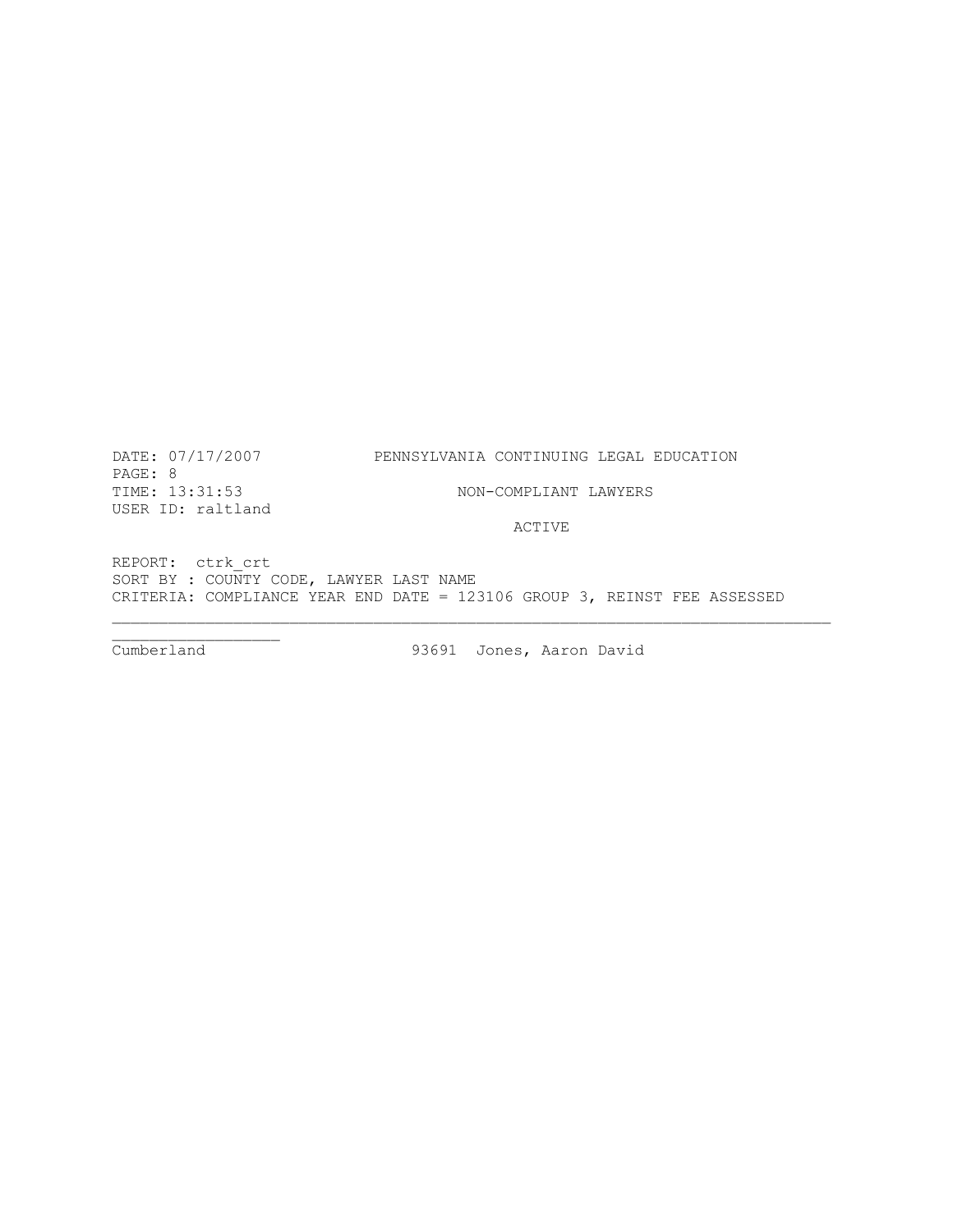DATE: 07/17/2007 PENNSYLVANIA CONTINUING LEGAL EDUCATION
PAGE: 8
TIME: 13:31:53 NON-COMPLIANT LAWYERS
USER ID: raltland

ACTIVE

REPORT: ctrk_crt
SORT BY : COUNTY CODE, LAWYER LAST NAME
CRITERIA: COMPLIANCE YEAR END DATE = 123106 GROUP 3, REINST FEE ASSESSED

---

| | | |
|---|---|---|
| Cumberland | 93691 | Jones, Aaron David |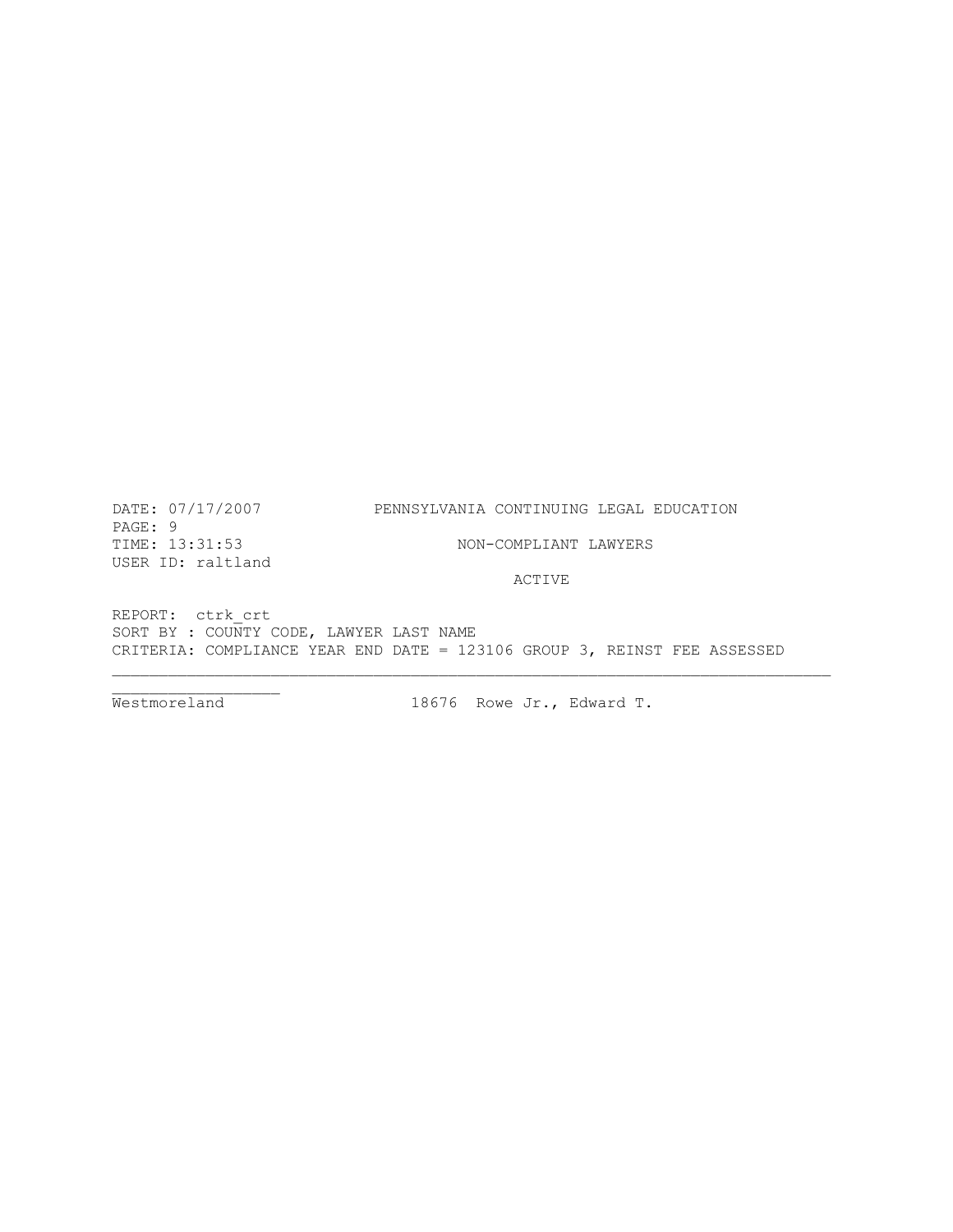DATE: 07/17/2007 PENNSYLVANIA CONTINUING LEGAL EDUCATION

TIME: 13:31:53 NON-COMPLIANT LAWYERS

USER ID: raltland

ACTIVE

REPORT: ctrk_crt

SORT BY : COUNTY CODE, LAWYER LAST NAME

CRITERIA: COMPLIANCE YEAR END DATE = 123106 GROUP 3, REINST FEE ASSESSED

---

| | | |
|---|---|---|
| Westmoreland | 18676 | Rowe Jr., Edward T. |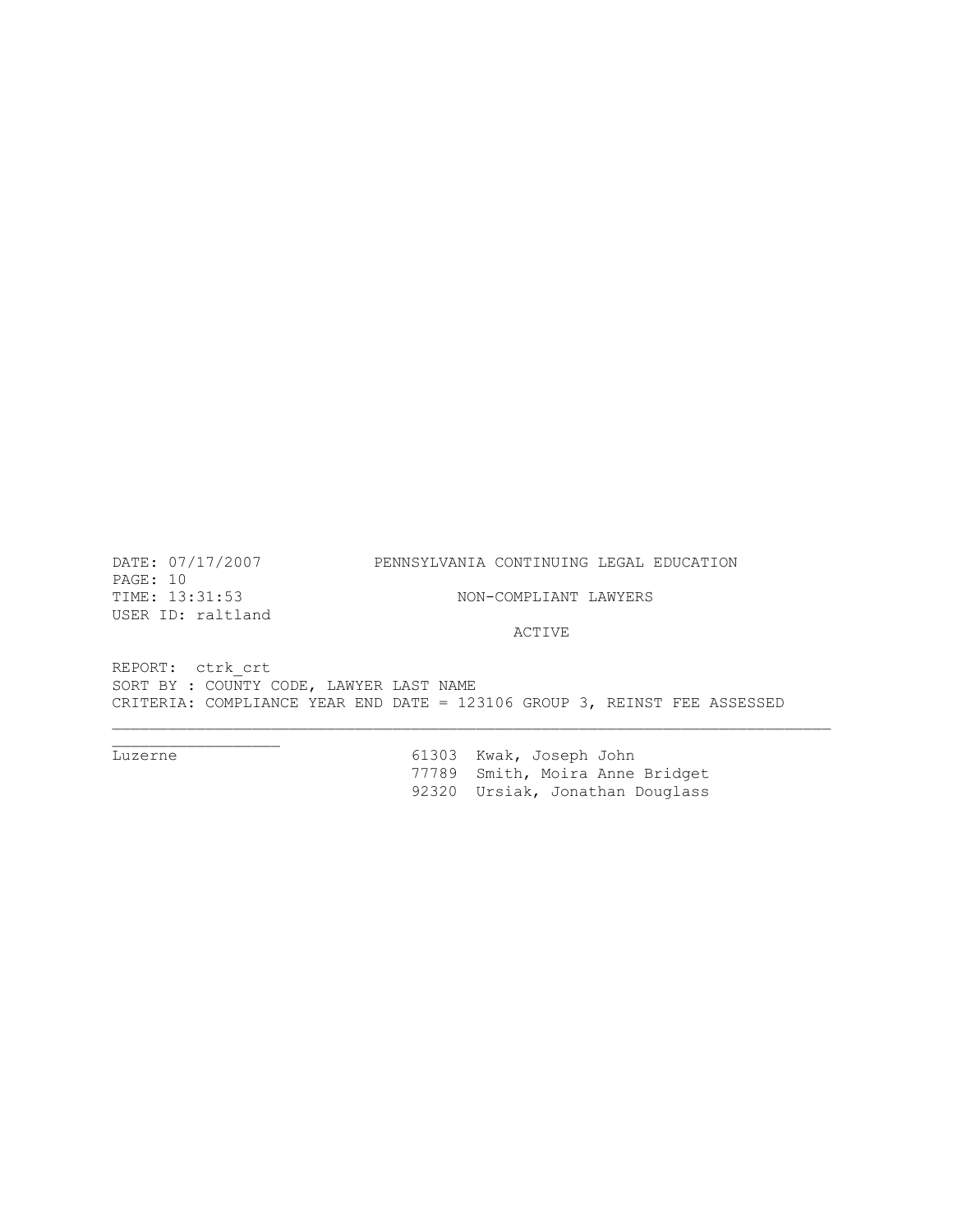DATE: 07/17/2007 PENNSYLVANIA CONTINUING LEGAL EDUCATION
PAGE: 10
TIME: 13:31:53 NON-COMPLIANT LAWYERS
USER ID: raltland

ACTIVE

REPORT: ctrk_crt
SORT BY : COUNTY CODE, LAWYER LAST NAME
CRITERIA: COMPLIANCE YEAR END DATE = 123106 GROUP 3, REINST FEE ASSESSED

---

| County | ID | Name |
|---|---|---|
| Luzerne | 61303 | Kwak, Joseph John |
| | 77789 | Smith, Moira Anne Bridget |
| | 92320 | Ursiak, Jonathan Douglass |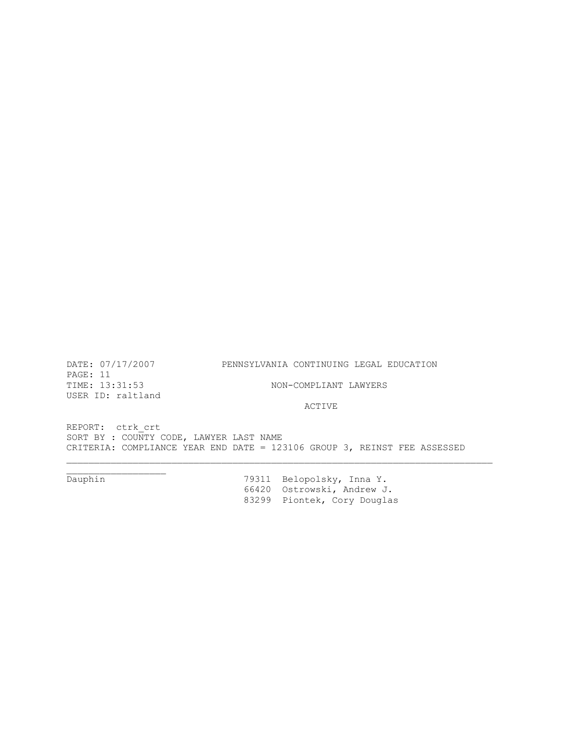DATE: 07/17/2007 PENNSYLVANIA CONTINUING LEGAL EDUCATION
PAGE: 11
TIME: 13:31:53 NON-COMPLIANT LAWYERS
USER ID: raltland

ACTIVE

REPORT: ctrk_crt
SORT BY : COUNTY CODE, LAWYER LAST NAME
CRITERIA: COMPLIANCE YEAR END DATE = 123106 GROUP 3, REINST FEE ASSESSED

| County | ID | Name |
|---|---|---|
| Dauphin | 79311 | Belopolsky, Inna Y. |
| | 66420 | Ostrowski, Andrew J. |
| | 83299 | Piontek, Cory Douglas |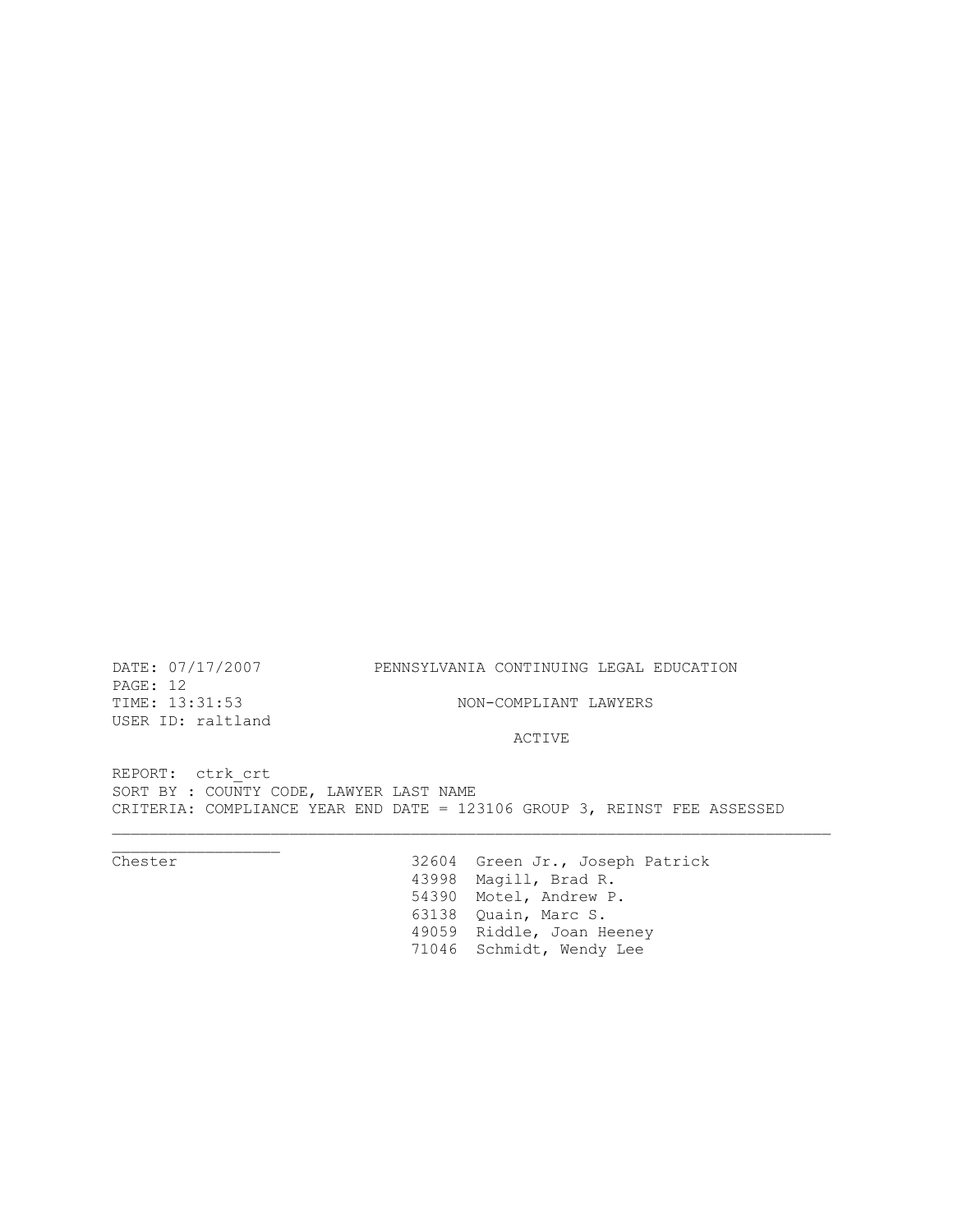DATE: 07/17/2007 PENNSYLVANIA CONTINUING LEGAL EDUCATION
PAGE: 12
TIME: 13:31:53 NON-COMPLIANT LAWYERS
USER ID: raltland

ACTIVE

REPORT: ctrk_crt
SORT BY : COUNTY CODE, LAWYER LAST NAME
CRITERIA: COMPLIANCE YEAR END DATE = 123106 GROUP 3, REINST FEE ASSESSED

---

| County | ID | Name |
|---|---|---|
| Chester | 32604 | Green Jr., Joseph Patrick |
| | 43998 | Magill, Brad R. |
| | 54390 | Motel, Andrew P. |
| | 63138 | Quain, Marc S. |
| | 49059 | Riddle, Joan Heeney |
| | 71046 | Schmidt, Wendy Lee |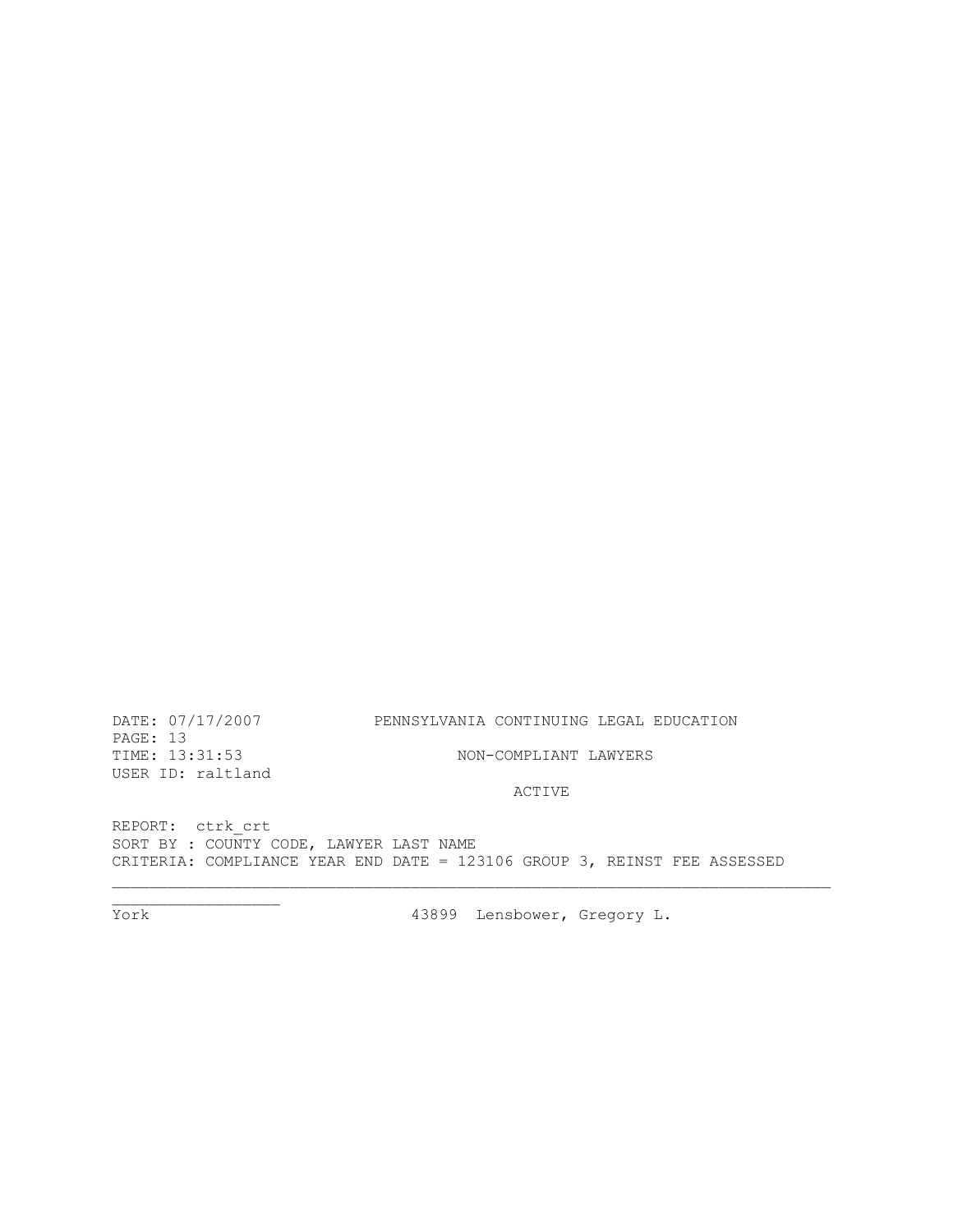```
DATE: 07/17/2007           PENNSYLVANIA CONTINUING LEGAL EDUCATION
PAGE: 13
TIME: 13:31:53                     NON-COMPLIANT LAWYERS
USER ID: raltland
                                          ACTIVE

REPORT:  ctrk_crt
SORT BY : COUNTY CODE, LAWYER LAST NAME
CRITERIA: COMPLIANCE YEAR END DATE = 123106 GROUP 3, REINST FEE ASSESSED
_____________________________________________________________________________
_________________
York                            43899  Lensbower, Gregory L.
```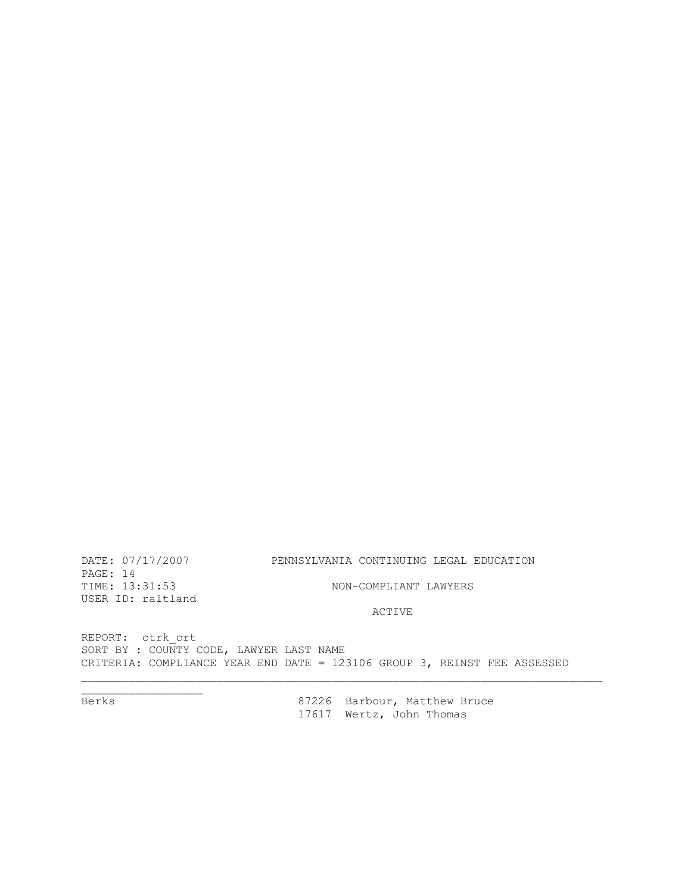DATE: 07/17/2007 PENNSYLVANIA CONTINUING LEGAL EDUCATION
PAGE: 14
TIME: 13:31:53 NON-COMPLIANT LAWYERS
USER ID: raltland

ACTIVE

REPORT: ctrk_crt
SORT BY : COUNTY CODE, LAWYER LAST NAME
CRITERIA: COMPLIANCE YEAR END DATE = 123106 GROUP 3, REINST FEE ASSESSED

---

| County | ID | Name |
|---|---|---|
| Berks | 87226 | Barbour, Matthew Bruce |
| | 17617 | Wertz, John Thomas |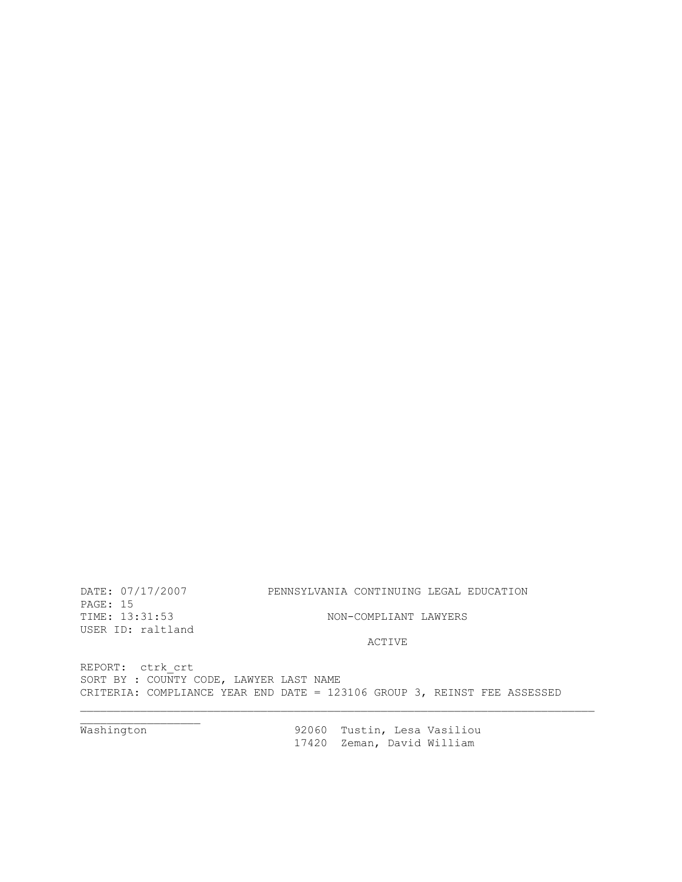DATE: 07/17/2007 PENNSYLVANIA CONTINUING LEGAL EDUCATION
TIME: 13:31:53 NON-COMPLIANT LAWYERS
USER ID: raltland

ACTIVE

REPORT: ctrk_crt
SORT BY : COUNTY CODE, LAWYER LAST NAME
CRITERIA: COMPLIANCE YEAR END DATE = 123106 GROUP 3, REINST FEE ASSESSED

| County | ID | Name |
|---|---|---|
| Washington | 92060 | Tustin, Lesa Vasiliou |
| | 17420 | Zeman, David William |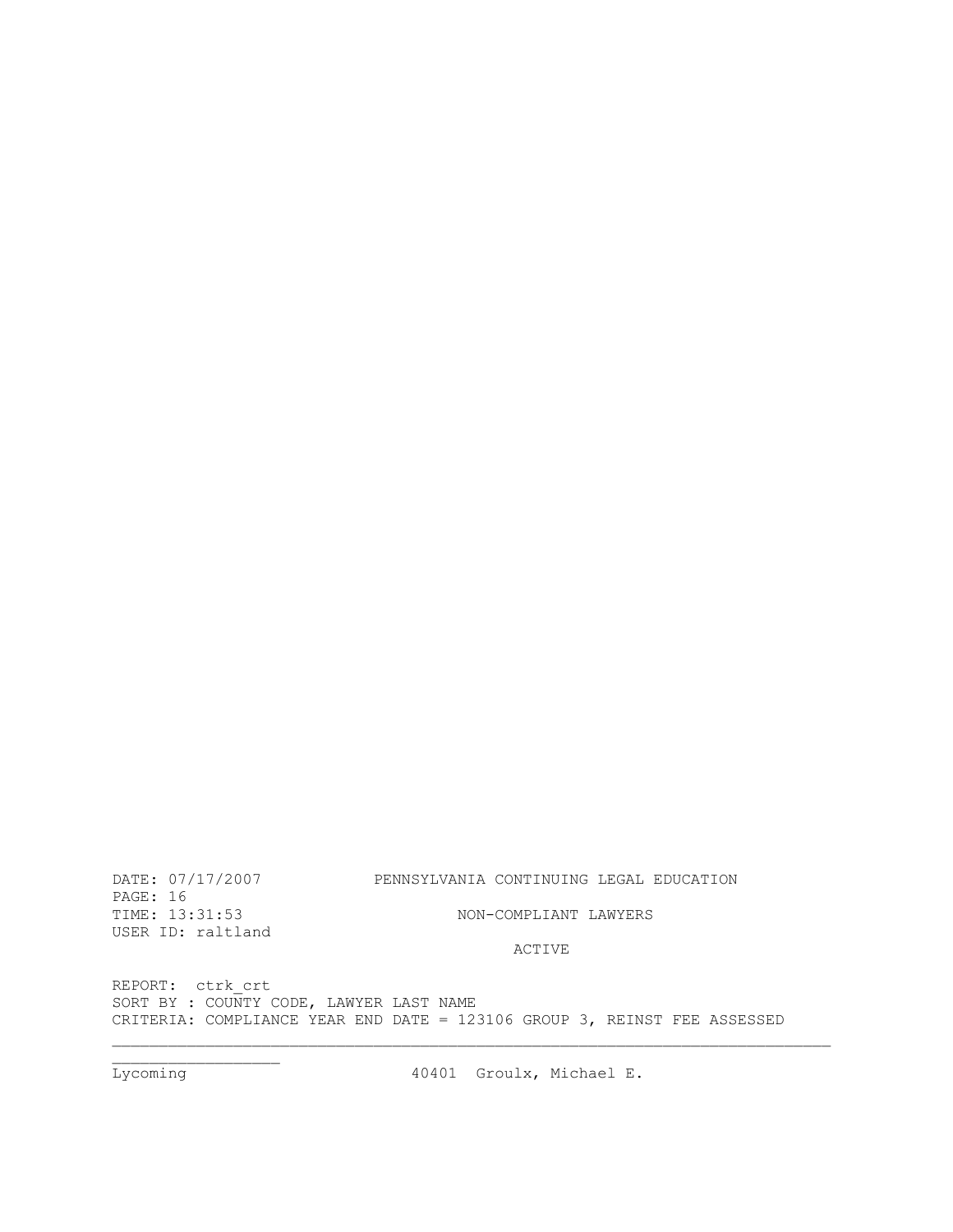DATE: 07/17/2007 PENNSYLVANIA CONTINUING LEGAL EDUCATION

TIME: 13:31:53 NON-COMPLIANT LAWYERS

USER ID: raltland

ACTIVE

REPORT: ctrk_crt

SORT BY : COUNTY CODE, LAWYER LAST NAME

CRITERIA: COMPLIANCE YEAR END DATE = 123106 GROUP 3, REINST FEE ASSESSED

---

| | | |
|---|---|---|
| Lycoming | 40401 | Groulx, Michael E. |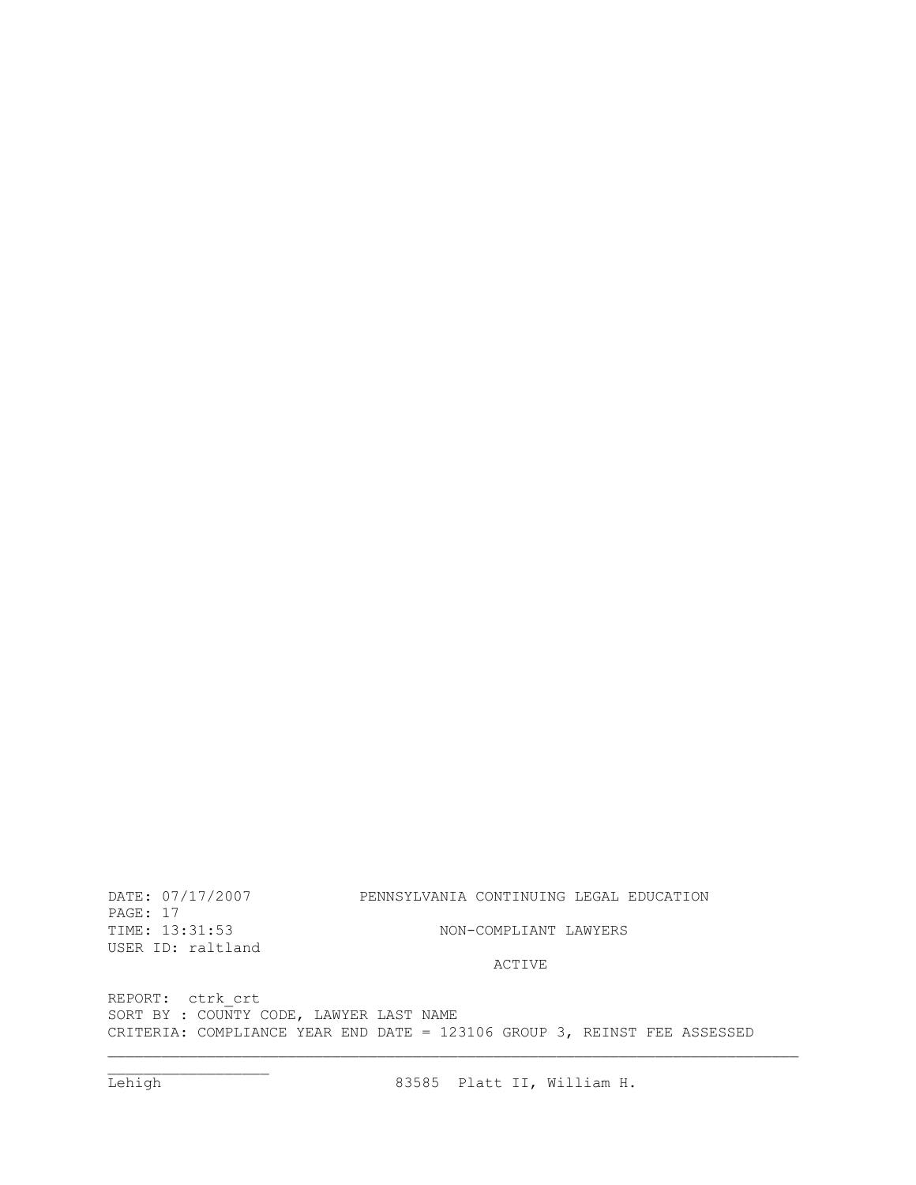DATE: 07/17/2007 PENNSYLVANIA CONTINUING LEGAL EDUCATION
PAGE: 17
TIME: 13:31:53 NON-COMPLIANT LAWYERS
USER ID: raltland

ACTIVE

REPORT: ctrk_crt
SORT BY : COUNTY CODE, LAWYER LAST NAME
CRITERIA: COMPLIANCE YEAR END DATE = 123106 GROUP 3, REINST FEE ASSESSED

---

| | | |
|---|---|---|
| Lehigh | 83585 | Platt II, William H. |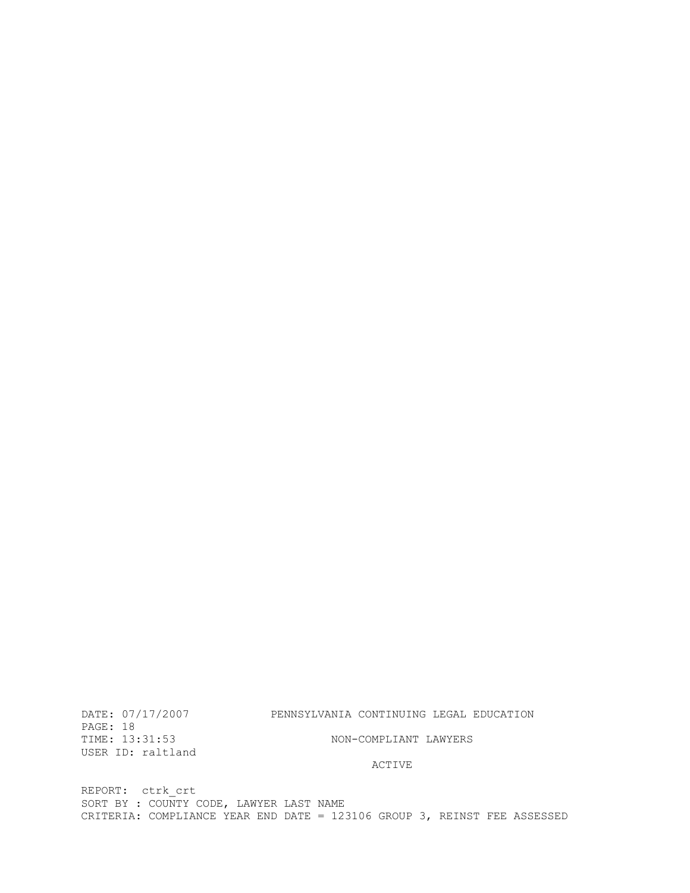DATE: 07/17/2007 PENNSYLVANIA CONTINUING LEGAL EDUCATION
PAGE: 18
TIME: 13:31:53 NON-COMPLIANT LAWYERS
USER ID: raltland

ACTIVE

REPORT: ctrk_crt
SORT BY : COUNTY CODE, LAWYER LAST NAME
CRITERIA: COMPLIANCE YEAR END DATE = 123106 GROUP 3, REINST FEE ASSESSED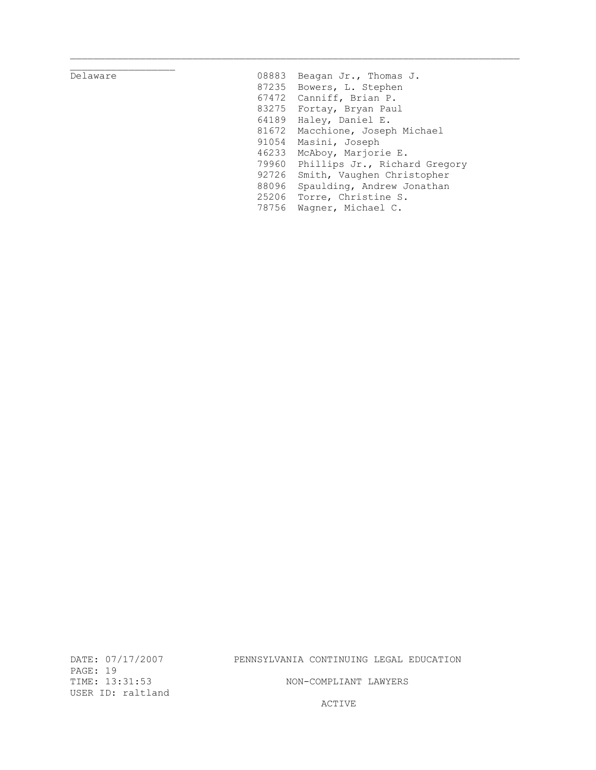| County | ID | Name |
| --- | --- | --- |
| Delaware | 08883 | Beagan Jr., Thomas J. |
| | 87235 | Bowers, L. Stephen |
| | 67472 | Canniff, Brian P. |
| | 83275 | Fortay, Bryan Paul |
| | 64189 | Haley, Daniel E. |
| | 81672 | Macchione, Joseph Michael |
| | 91054 | Masini, Joseph |
| | 46233 | McAboy, Marjorie E. |
| | 79960 | Phillips Jr., Richard Gregory |
| | 92726 | Smith, Vaughen Christopher |
| | 88096 | Spaulding, Andrew Jonathan |
| | 25206 | Torre, Christine S. |
| | 78756 | Wagner, Michael C. |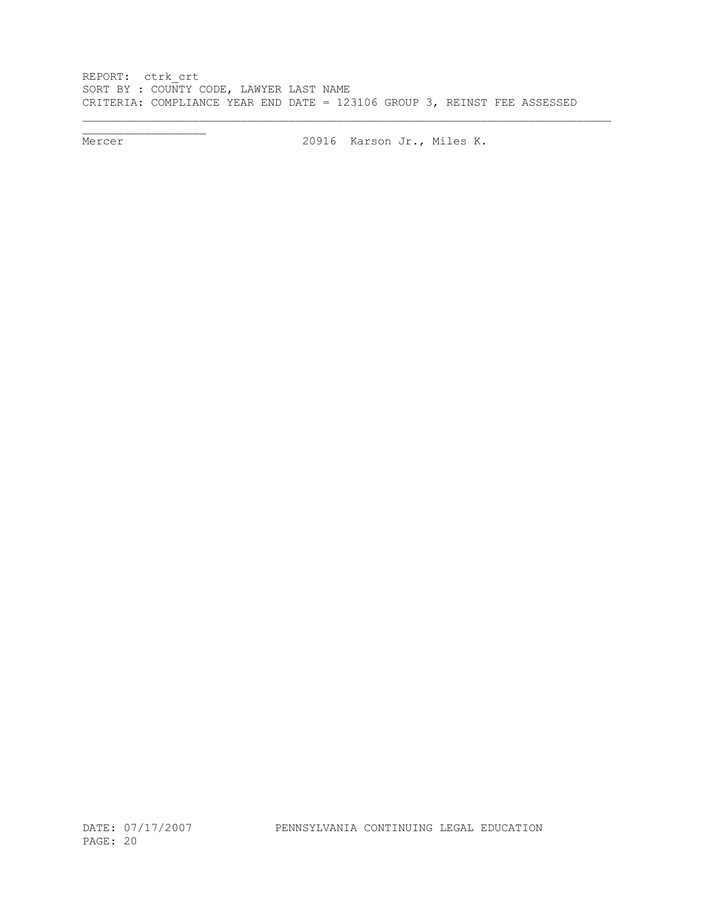REPORT: ctrk_crt
SORT BY : COUNTY CODE, LAWYER LAST NAME
CRITERIA: COMPLIANCE YEAR END DATE = 123106 GROUP 3, REINST FEE ASSESSED

| | | |
|---|---|---|
| Mercer | 20916 | Karson Jr., Miles K. |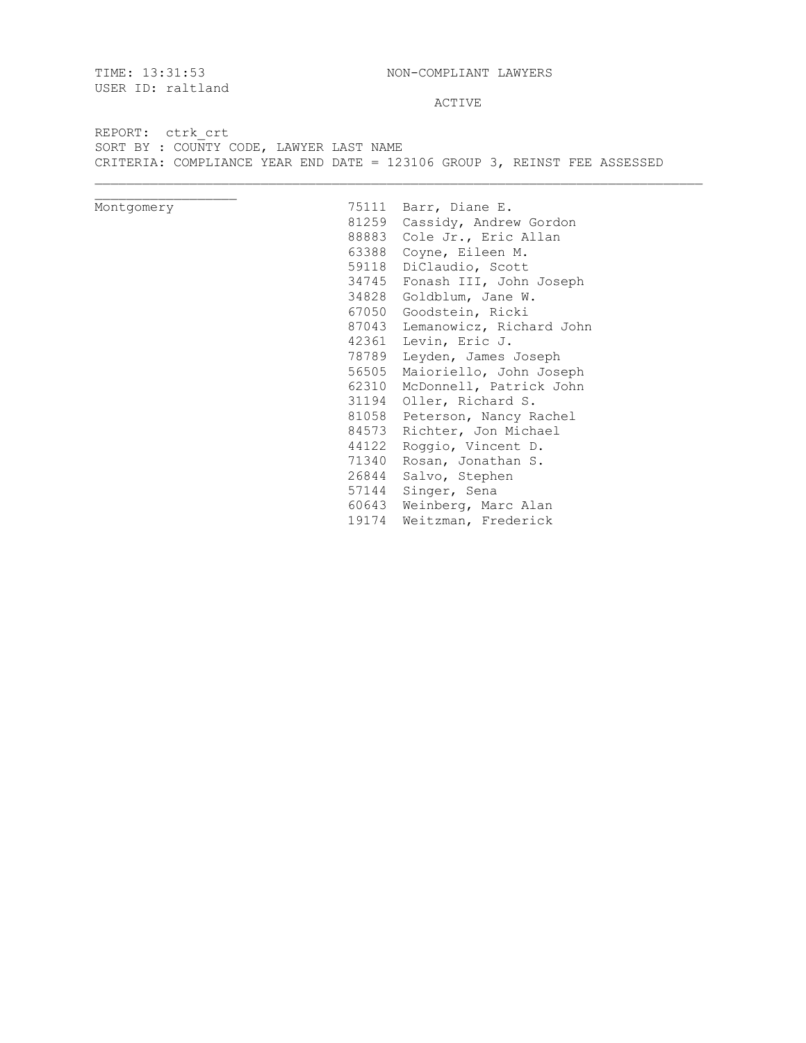TIME: 13:31:53
USER ID: raltland

NON-COMPLIANT LAWYERS

ACTIVE

REPORT: ctrk_crt
SORT BY : COUNTY CODE, LAWYER LAST NAME
CRITERIA: COMPLIANCE YEAR END DATE = 123106 GROUP 3, REINST FEE ASSESSED

| County | ID | Name |
|---|---|---|
| Montgomery | 75111 | Barr, Diane E. |
| | 81259 | Cassidy, Andrew Gordon |
| | 88883 | Cole Jr., Eric Allan |
| | 63388 | Coyne, Eileen M. |
| | 59118 | DiClaudio, Scott |
| | 34745 | Fonash III, John Joseph |
| | 34828 | Goldblum, Jane W. |
| | 67050 | Goodstein, Ricki |
| | 87043 | Lemanowicz, Richard John |
| | 42361 | Levin, Eric J. |
| | 78789 | Leyden, James Joseph |
| | 56505 | Maioriello, John Joseph |
| | 62310 | McDonnell, Patrick John |
| | 31194 | Oller, Richard S. |
| | 81058 | Peterson, Nancy Rachel |
| | 84573 | Richter, Jon Michael |
| | 44122 | Roggio, Vincent D. |
| | 71340 | Rosan, Jonathan S. |
| | 26844 | Salvo, Stephen |
| | 57144 | Singer, Sena |
| | 60643 | Weinberg, Marc Alan |
| | 19174 | Weitzman, Frederick |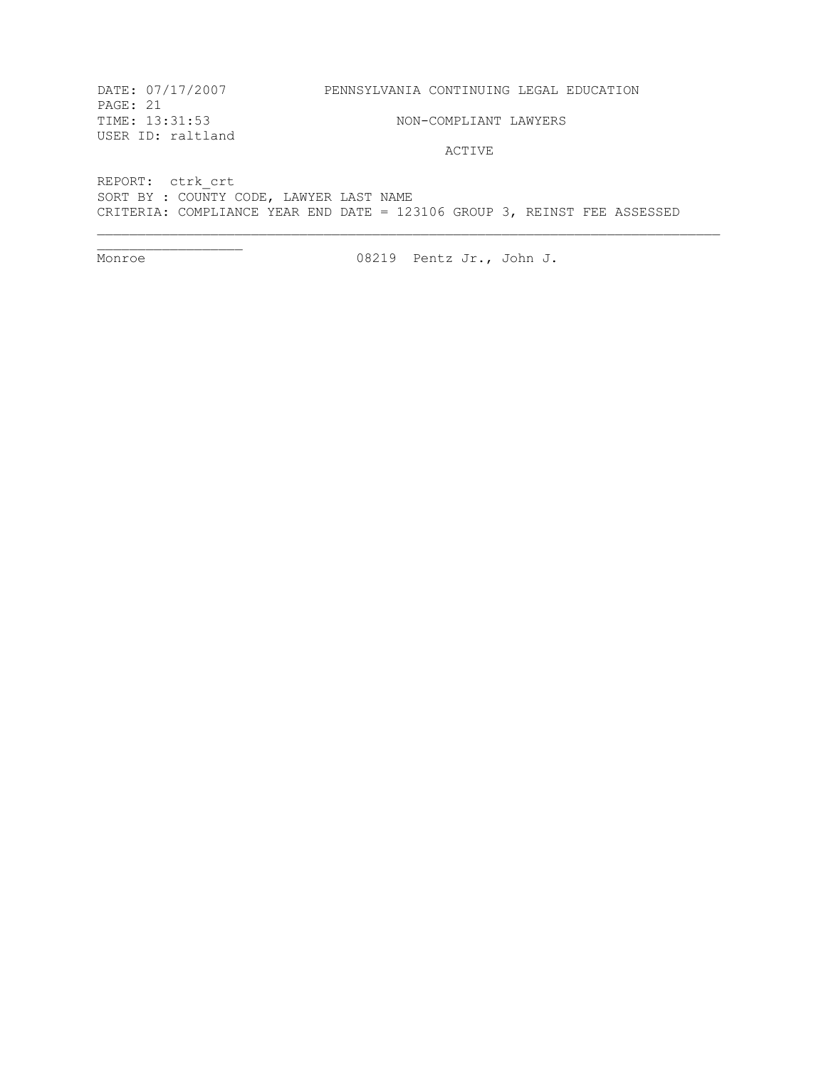DATE: 07/17/2007 PENNSYLVANIA CONTINUING LEGAL EDUCATION
PAGE: 21
TIME: 13:31:53 NON-COMPLIANT LAWYERS
USER ID: raltland

ACTIVE

REPORT: ctrk_crt
SORT BY : COUNTY CODE, LAWYER LAST NAME
CRITERIA: COMPLIANCE YEAR END DATE = 123106 GROUP 3, REINST FEE ASSESSED

---

Monroe 08219 Pentz Jr., John J.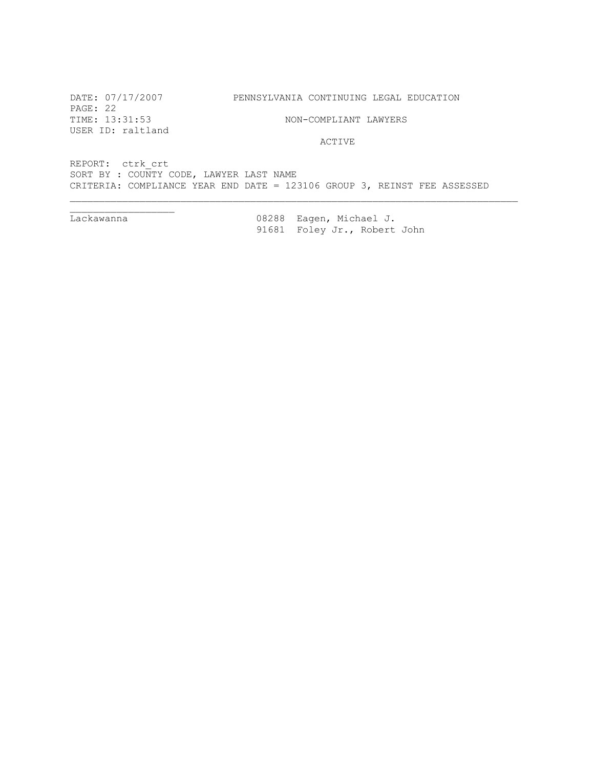DATE: 07/17/2007 PENNSYLVANIA CONTINUING LEGAL EDUCATION
PAGE: 22
TIME: 13:31:53 NON-COMPLIANT LAWYERS
USER ID: raltland

ACTIVE

REPORT: ctrk_crt
SORT BY : COUNTY CODE, LAWYER LAST NAME
CRITERIA: COMPLIANCE YEAR END DATE = 123106 GROUP 3, REINST FEE ASSESSED

---

| County | ID | Name |
|---|---|---|
| Lackawanna | 08288 | Eagen, Michael J. |
| | 91681 | Foley Jr., Robert John |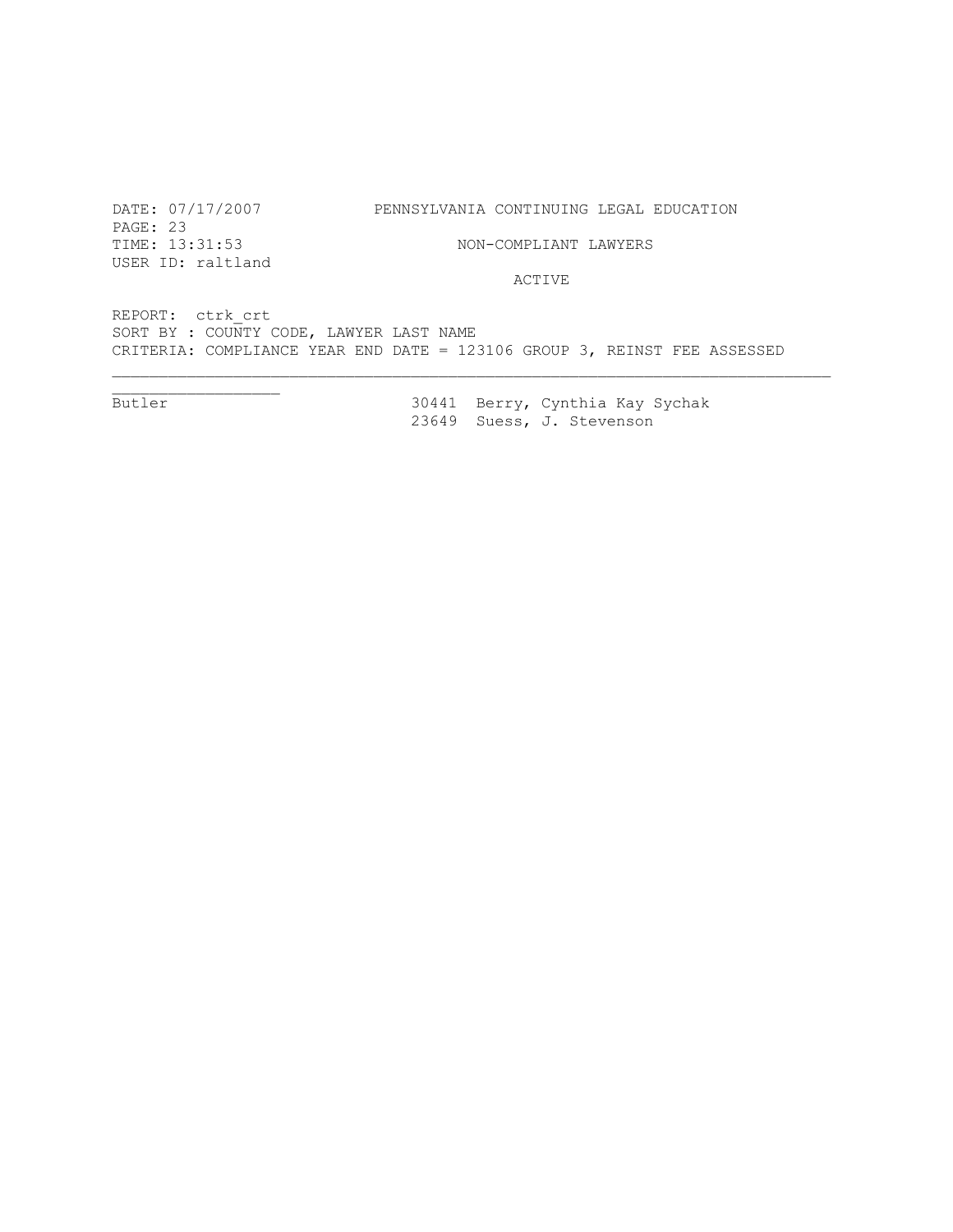DATE: 07/17/2007 PENNSYLVANIA CONTINUING LEGAL EDUCATION
PAGE: 23
TIME: 13:31:53 NON-COMPLIANT LAWYERS
USER ID: raltland

ACTIVE

REPORT: ctrk_crt
SORT BY : COUNTY CODE, LAWYER LAST NAME
CRITERIA: COMPLIANCE YEAR END DATE = 123106 GROUP 3, REINST FEE ASSESSED

| County | ID | Name |
|---|---|---|
| Butler | 30441 | Berry, Cynthia Kay Sychak |
| | 23649 | Suess, J. Stevenson |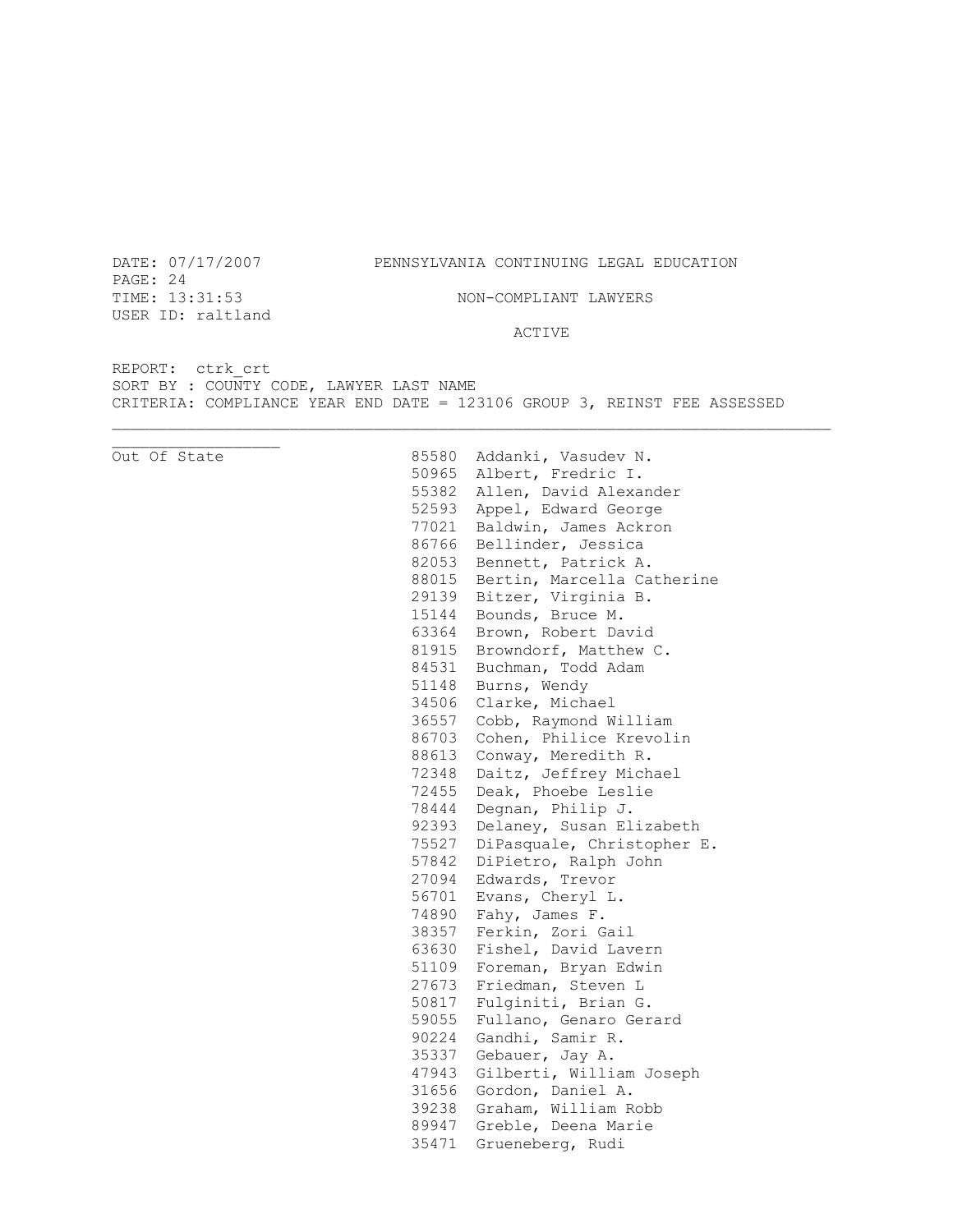DATE: 07/17/2007 PENNSYLVANIA CONTINUING LEGAL EDUCATION
PAGE: 24
TIME: 13:31:53 NON-COMPLIANT LAWYERS
USER ID: raltland
ACTIVE

REPORT: ctrk_crt
SORT BY : COUNTY CODE, LAWYER LAST NAME
CRITERIA: COMPLIANCE YEAR END DATE = 123106 GROUP 3, REINST FEE ASSESSED

| County | ID | Name |
|---|---|---|
| Out Of State | 85580 | Addanki, Vasudev N. |
| | 50965 | Albert, Fredric I. |
| | 55382 | Allen, David Alexander |
| | 52593 | Appel, Edward George |
| | 77021 | Baldwin, James Ackron |
| | 86766 | Bellinder, Jessica |
| | 82053 | Bennett, Patrick A. |
| | 88015 | Bertin, Marcella Catherine |
| | 29139 | Bitzer, Virginia B. |
| | 15144 | Bounds, Bruce M. |
| | 63364 | Brown, Robert David |
| | 81915 | Browndorf, Matthew C. |
| | 84531 | Buchman, Todd Adam |
| | 51148 | Burns, Wendy |
| | 34506 | Clarke, Michael |
| | 36557 | Cobb, Raymond William |
| | 86703 | Cohen, Philice Krevolin |
| | 88613 | Conway, Meredith R. |
| | 72348 | Daitz, Jeffrey Michael |
| | 72455 | Deak, Phoebe Leslie |
| | 78444 | Degnan, Philip J. |
| | 92393 | Delaney, Susan Elizabeth |
| | 75527 | DiPasquale, Christopher E. |
| | 57842 | DiPietro, Ralph John |
| | 27094 | Edwards, Trevor |
| | 56701 | Evans, Cheryl L. |
| | 74890 | Fahy, James F. |
| | 38357 | Ferkin, Zori Gail |
| | 63630 | Fishel, David Lavern |
| | 51109 | Foreman, Bryan Edwin |
| | 27673 | Friedman, Steven L |
| | 50817 | Fulginiti, Brian G. |
| | 59055 | Fullano, Genaro Gerard |
| | 90224 | Gandhi, Samir R. |
| | 35337 | Gebauer, Jay A. |
| | 47943 | Gilberti, William Joseph |
| | 31656 | Gordon, Daniel A. |
| | 39238 | Graham, William Robb |
| | 89947 | Greble, Deena Marie |
| | 35471 | Grueneberg, Rudi |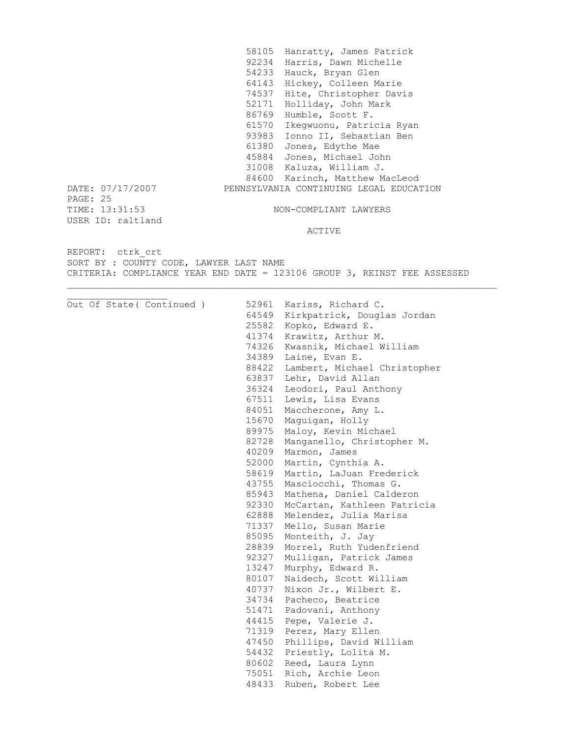| | |
|---|---|
| 58105 | Hanratty, James Patrick |
| 92234 | Harris, Dawn Michelle |
| 54233 | Hauck, Bryan Glen |
| 64143 | Hickey, Colleen Marie |
| 74537 | Hite, Christopher Davis |
| 52171 | Holliday, John Mark |
| 86769 | Humble, Scott F. |
| 61570 | Ikegwuonu, Patricia Ryan |
| 93983 | Ionno II, Sebastian Ben |
| 61380 | Jones, Edythe Mae |
| 45884 | Jones, Michael John |
| 31008 | Kaluza, William J. |
| 84600 | Karinch, Matthew MacLeod |

DATE: 07/17/2007 PENNSYLVANIA CONTINUING LEGAL EDUCATION
PAGE: 25
TIME: 13:31:53 NON-COMPLIANT LAWYERS
USER ID: raltland

ACTIVE

REPORT: ctrk_crt
SORT BY : COUNTY CODE, LAWYER LAST NAME
CRITERIA: COMPLIANCE YEAR END DATE = 123106 GROUP 3, REINST FEE ASSESSED

| County | ID | Name |
|---|---|---|
| Out Of State( Continued ) | 52961 | Kariss, Richard C. |
| | 64549 | Kirkpatrick, Douglas Jordan |
| | 25582 | Kopko, Edward E. |
| | 41374 | Krawitz, Arthur M. |
| | 74326 | Kwasnik, Michael William |
| | 34389 | Laine, Evan E. |
| | 88422 | Lambert, Michael Christopher |
| | 63837 | Lehr, David Allan |
| | 36324 | Leodori, Paul Anthony |
| | 67511 | Lewis, Lisa Evans |
| | 84051 | Maccherone, Amy L. |
| | 15670 | Maguigan, Holly |
| | 89975 | Maloy, Kevin Michael |
| | 82728 | Manganello, Christopher M. |
| | 40209 | Marmon, James |
| | 52000 | Martin, Cynthia A. |
| | 58619 | Martin, LaJuan Frederick |
| | 43755 | Masciocchi, Thomas G. |
| | 85943 | Mathena, Daniel Calderon |
| | 92330 | McCartan, Kathleen Patricia |
| | 62888 | Melendez, Julia Marisa |
| | 71337 | Mello, Susan Marie |
| | 85095 | Monteith, J. Jay |
| | 28839 | Morrel, Ruth Yudenfriend |
| | 92327 | Mulligan, Patrick James |
| | 13247 | Murphy, Edward R. |
| | 80107 | Naidech, Scott William |
| | 40737 | Nixon Jr., Wilbert E. |
| | 34734 | Pacheco, Beatrice |
| | 51471 | Padovani, Anthony |
| | 44415 | Pepe, Valerie J. |
| | 71319 | Perez, Mary Ellen |
| | 47450 | Phillips, David William |
| | 54432 | Priestly, Lolita M. |
| | 80602 | Reed, Laura Lynn |
| | 75051 | Rich, Archie Leon |
| | 48433 | Ruben, Robert Lee |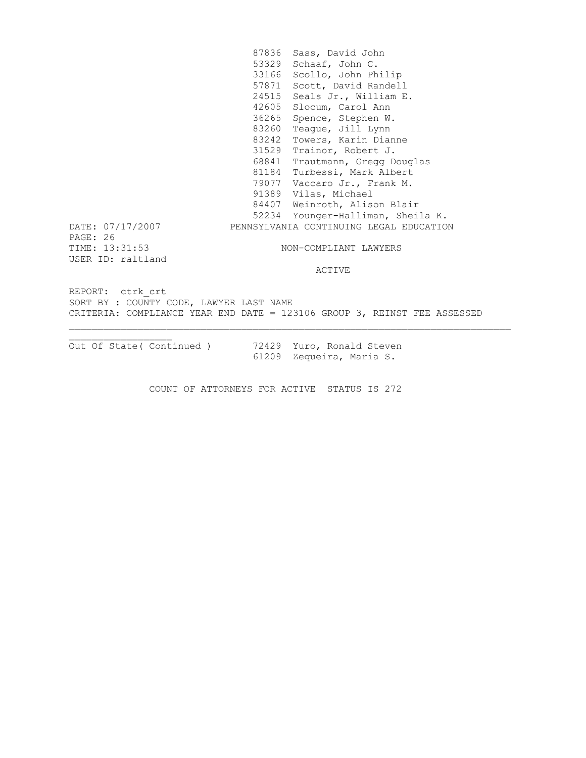| | | |
|---|---|---|
| | 87836 | Sass, David John |
| | 53329 | Schaaf, John C. |
| | 33166 | Scollo, John Philip |
| | 57871 | Scott, David Randell |
| | 24515 | Seals Jr., William E. |
| | 42605 | Slocum, Carol Ann |
| | 36265 | Spence, Stephen W. |
| | 83260 | Teague, Jill Lynn |
| | 83242 | Towers, Karin Dianne |
| | 31529 | Trainor, Robert J. |
| | 68841 | Trautmann, Gregg Douglas |
| | 81184 | Turbessi, Mark Albert |
| | 79077 | Vaccaro Jr., Frank M. |
| | 91389 | Vilas, Michael |
| | 84407 | Weinroth, Alison Blair |
| | 52234 | Younger-Halliman, Sheila K. |

DATE: 07/17/2007
PAGE: 26
TIME: 13:31:53
USER ID: raltland

PENNSYLVANIA CONTINUING LEGAL EDUCATION

NON-COMPLIANT LAWYERS

ACTIVE

REPORT: ctrk_crt
SORT BY : COUNTY CODE, LAWYER LAST NAME
CRITERIA: COMPLIANCE YEAR END DATE = 123106 GROUP 3, REINST FEE ASSESSED

| | | |
|---|---|---|
| Out Of State( Continued ) | 72429 | Yuro, Ronald Steven |
| | 61209 | Zequeira, Maria S. |

COUNT OF ATTORNEYS FOR ACTIVE STATUS IS 272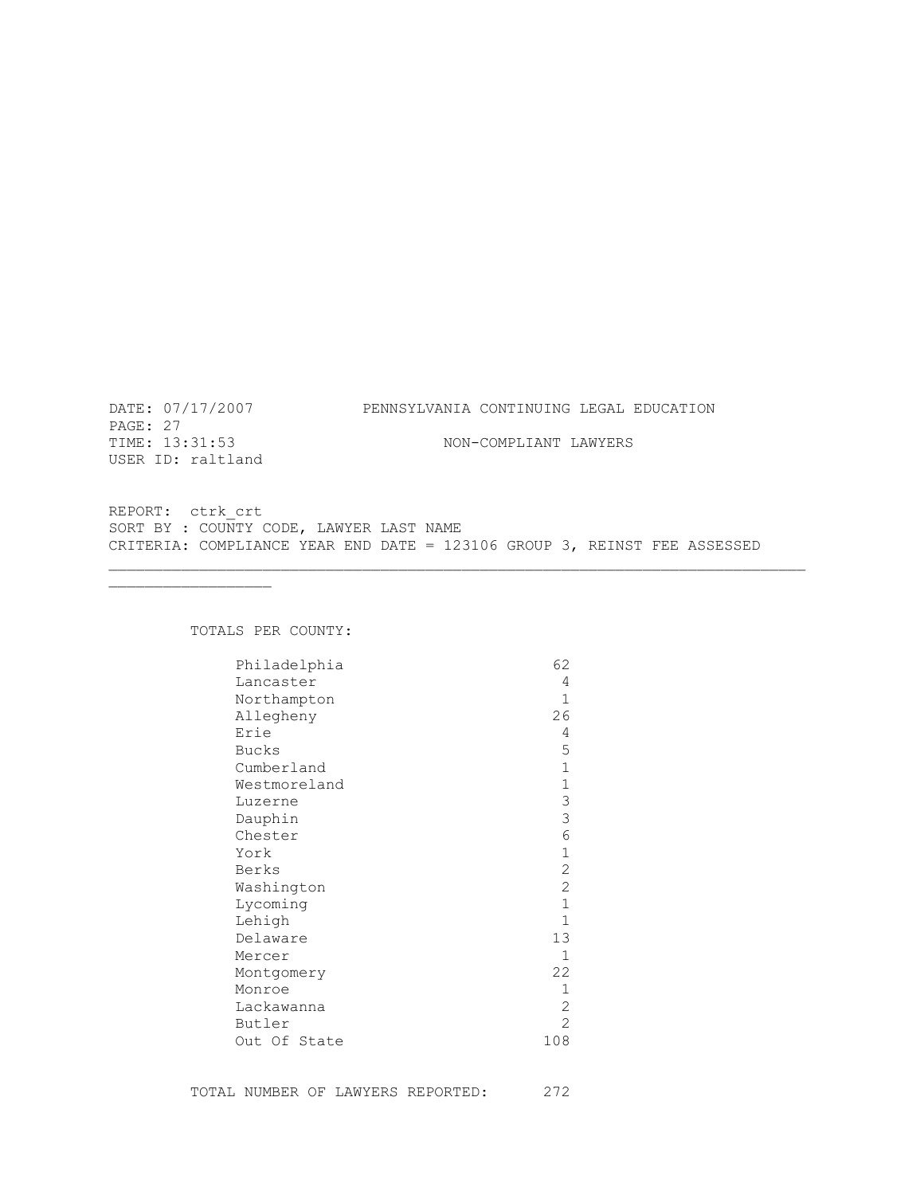DATE: 07/17/2007 PENNSYLVANIA CONTINUING LEGAL EDUCATION
PAGE: 27
TIME: 13:31:53 NON-COMPLIANT LAWYERS
USER ID: raltland

REPORT: ctrk_crt
SORT BY : COUNTY CODE, LAWYER LAST NAME
CRITERIA: COMPLIANCE YEAR END DATE = 123106 GROUP 3, REINST FEE ASSESSED

---

TOTALS PER COUNTY:

| | |
|---|---|
| Philadelphia | 62 |
| Lancaster | 4 |
| Northampton | 1 |
| Allegheny | 26 |
| Erie | 4 |
| Bucks | 5 |
| Cumberland | 1 |
| Westmoreland | 1 |
| Luzerne | 3 |
| Dauphin | 3 |
| Chester | 6 |
| York | 1 |
| Berks | 2 |
| Washington | 2 |
| Lycoming | 1 |
| Lehigh | 1 |
| Delaware | 13 |
| Mercer | 1 |
| Montgomery | 22 |
| Monroe | 1 |
| Lackawanna | 2 |
| Butler | 2 |
| Out Of State | 108 |

TOTAL NUMBER OF LAWYERS REPORTED: 272